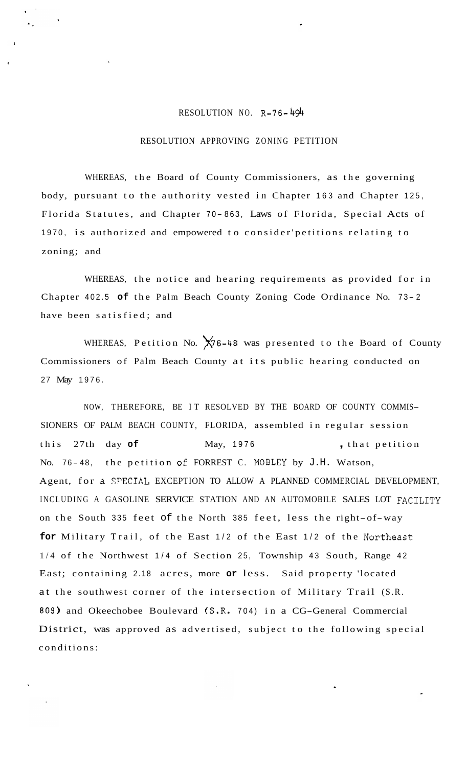RESOLUTION NO. R-76-494

RESOLUTION APPROVING ZONING PETITION

WHEREAS, the Board of County Commissioners, as the governing body, pursuant to the authority vested in Chapter 163 and Chapter 125, Florida Statutes, and Chapter 70-863, Laws of Florida, Special Acts of 1970, is authorized and empowered to consider'petitions relating to zoning; and

WHEREAS, the notice and hearing requirements as provided for in Chapter 402.5 of the Palm Beach County Zoning Code Ordinance No. 73-2 have been satisfied; and

WHEREAS, Petition No. X76-48 was presented to the Board of County Commissioners of Palm Beach County at its public hearing conducted on 27 May 1976.

NOW, THEREFORE, BE IT RESOLVED BY THE BOARD OF COUNTY COMMISSIONERS OF PALM BEACH COUNTY, FLORIDA, assembled in regular session this 27th day of May, 1976, that petition No. 76-48, the petition of FORREST C. MOBLEY by J.H. Watson, Agent, for a SPECIAL EXCEPTION TO ALLOW A PLANNED COMMERCIAL DEVELOPMENT, INCLUDING A GASOLINE SERVICE STATION AND AN AUTOMOBILE SALES LOT FACILITY on the South 335 feet of the North 385 feet, less the right-of-way for Military Trail, of the East 1/2 of the East 1/2 of the Northeast 1/4 of the Northwest 1/4 of Section 25, Township 43 South, Range 42 East; containing 2.18 acres, more or less. Said property 'located at the southwest corner of the intersection of Military Trail (S.R. 809) and Okeechobee Boulevard (S.R. 704) in a CG-General Commercial District, was approved as advertised, subject to the following special conditions: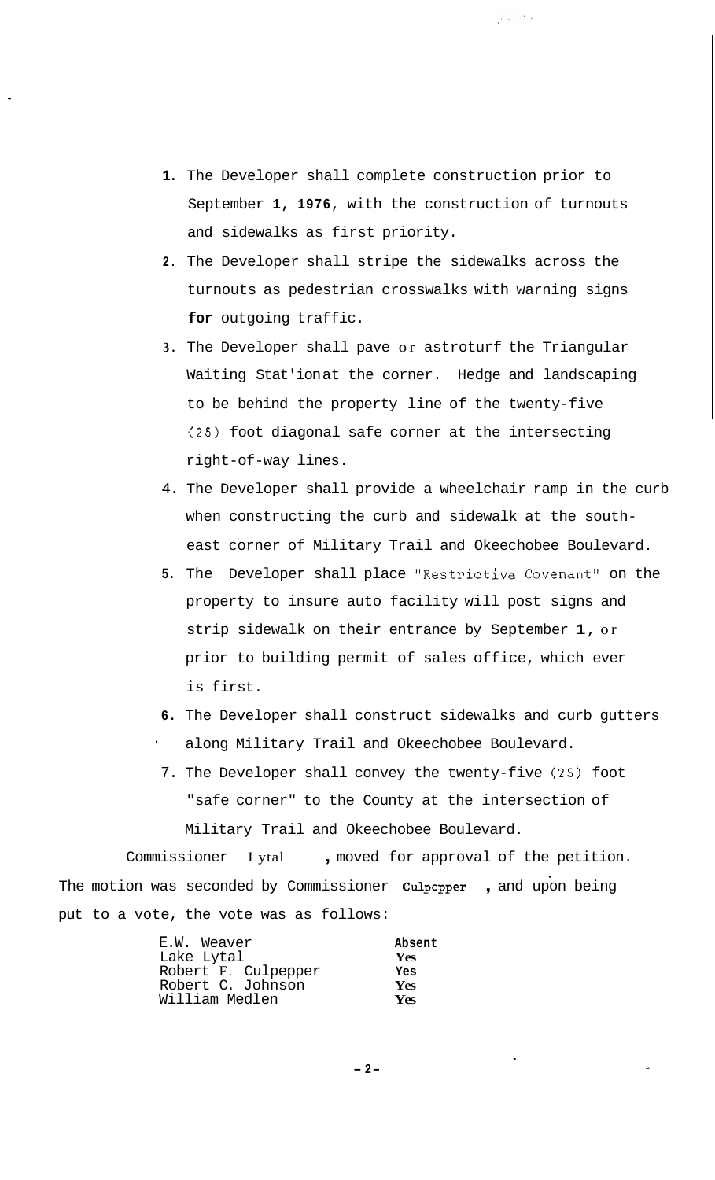1. The Developer shall complete construction prior to September 1, 1976, with the construction of turnouts and sidewalks as first priority.
2. The Developer shall stripe the sidewalks across the turnouts as pedestrian crosswalks with warning signs for outgoing traffic.
3. The Developer shall pave or astroturf the Triangular Waiting Stat'ion at the corner. Hedge and landscaping to be behind the property line of the twenty-five (25) foot diagonal safe corner at the intersecting right-of-way lines.
4. The Developer shall provide a wheelchair ramp in the curb when constructing the curb and sidewalk at the south-east corner of Military Trail and Okeechobee Boulevard.
5. The Developer shall place "Restrictive Covenant" on the property to insure auto facility will post signs and strip sidewalk on their entrance by September 1, or prior to building permit of sales office, which ever is first.
6. The Developer shall construct sidewalks and curb gutters along Military Trail and Okeechobee Boulevard.
7. The Developer shall convey the twenty-five (25) foot "safe corner" to the County at the intersection of Military Trail and Okeechobee Boulevard.

Commissioner Lytal, moved for approval of the petition. The motion was seconded by Commissioner Culpepper, and upon being put to a vote, the vote was as follows:

| | |
|---|---|
| E.W. Weaver | Absent |
| Lake Lytal | Yes |
| Robert F. Culpepper | Yes |
| Robert C. Johnson | Yes |
| William Medlen | Yes |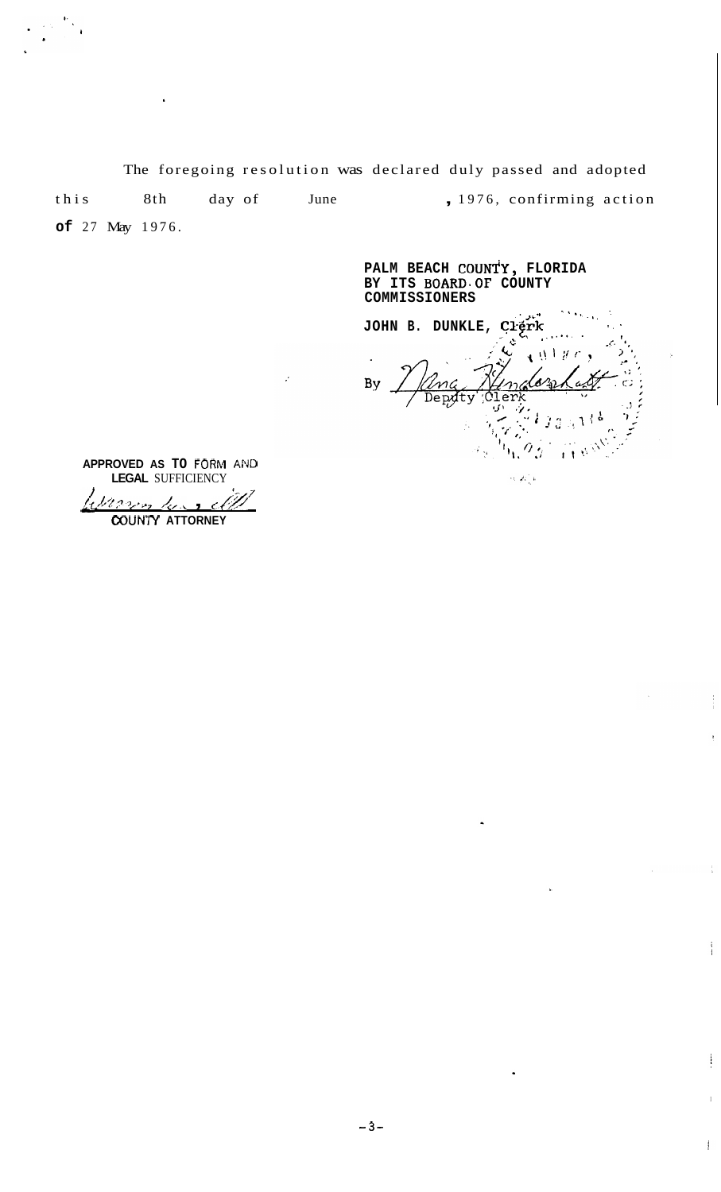The foregoing resolution was declared duly passed and adopted this 8th day of June, 1976, confirming action of 27 May 1976.

**PALM BEACH COUNTY, FLORIDA**
**BY ITS BOARD OF COUNTY COMMISSIONERS**

**JOHN B. DUNKLE, Clerk**

By ______________________
Deputy Clerk

**APPROVED AS TO FORM AND LEGAL SUFFICIENCY**

______________________
**COUNTY ATTORNEY**